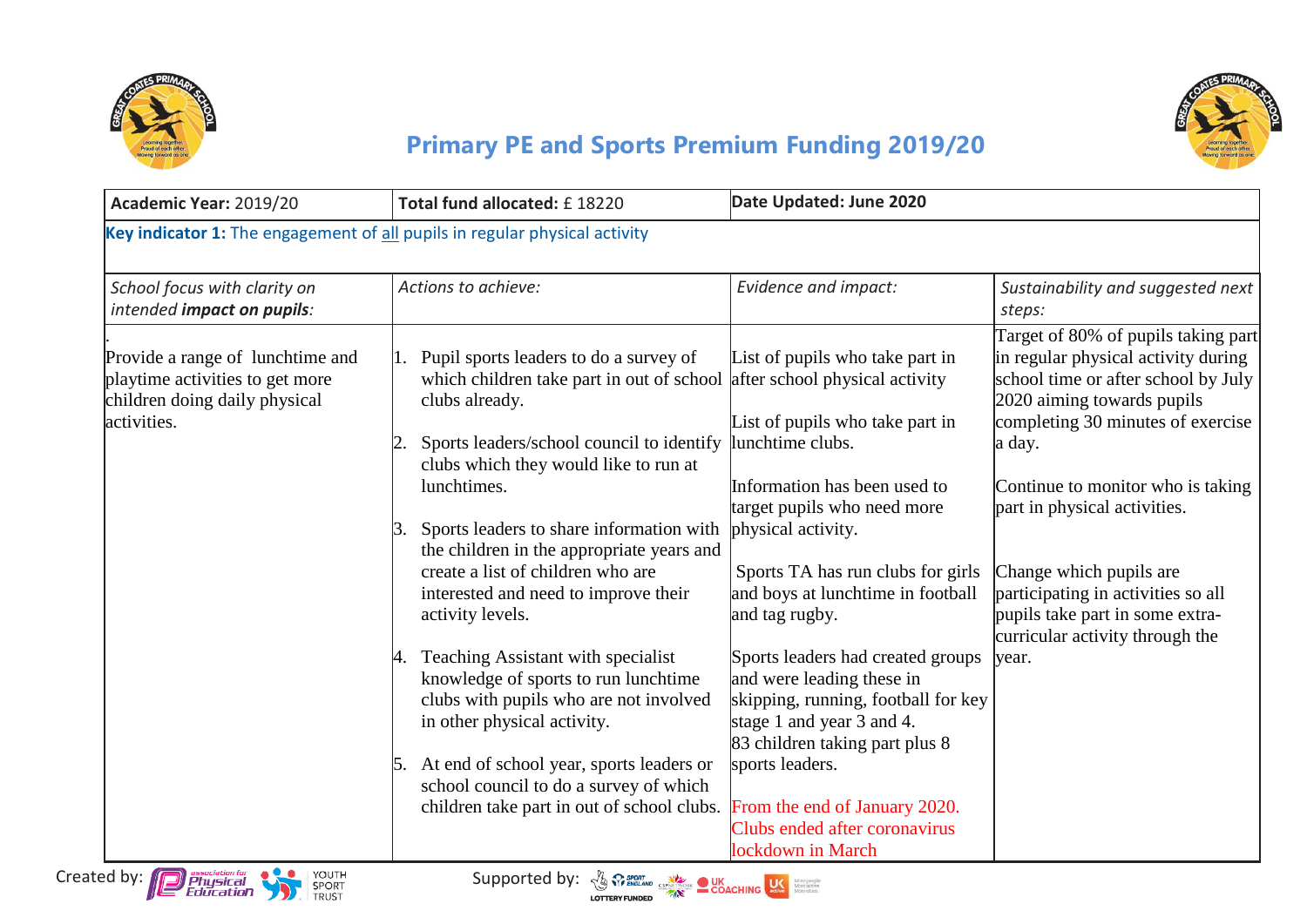# Primary PE and Sports Premium Funding 2019/20

| **Academic Year:** 2019/20 | **Total fund allocated:** £ 18220 | **Date Updated: June 2020** | |
|---|---|---|---|
| **Key indicator 1:** The engagement of all pupils in regular physical activity | | | |
| *School focus with clarity on intended **impact on pupils**:* | *Actions to achieve:* | *Evidence and impact:* | *Sustainability and suggested next steps:* |
| . Provide a range of lunchtime and playtime activities to get more children doing daily physical activities. | 1. Pupil sports leaders to do a survey of which children take part in out of school clubs already.<br><br>2. Sports leaders/school council to identify clubs which they would like to run at lunchtimes.<br><br>3. Sports leaders to share information with the children in the appropriate years and create a list of children who are interested and need to improve their activity levels.<br><br>4. Teaching Assistant with specialist knowledge of sports to run lunchtime clubs with pupils who are not involved in other physical activity.<br><br>5. At end of school year, sports leaders or school council to do a survey of which children take part in out of school clubs. | List of pupils who take part in after school physical activity<br><br>List of pupils who take part in lunchtime clubs.<br><br>Information has been used to target pupils who need more physical activity.<br><br>Sports TA has run clubs for girls and boys at lunchtime in football and tag rugby.<br><br>Sports leaders had created groups and were leading these in skipping, running, football for key stage 1 and year 3 and 4.<br>83 children taking part plus 8 sports leaders.<br><br>From the end of January 2020. Clubs ended after coronavirus lockdown in March | Target of 80% of pupils taking part in regular physical activity during school time or after school by July 2020 aiming towards pupils completing 30 minutes of exercise a day.<br><br>Continue to monitor who is taking part in physical activities.<br><br>Change which pupils are participating in activities so all pupils take part in some extra-curricular activity through the year. |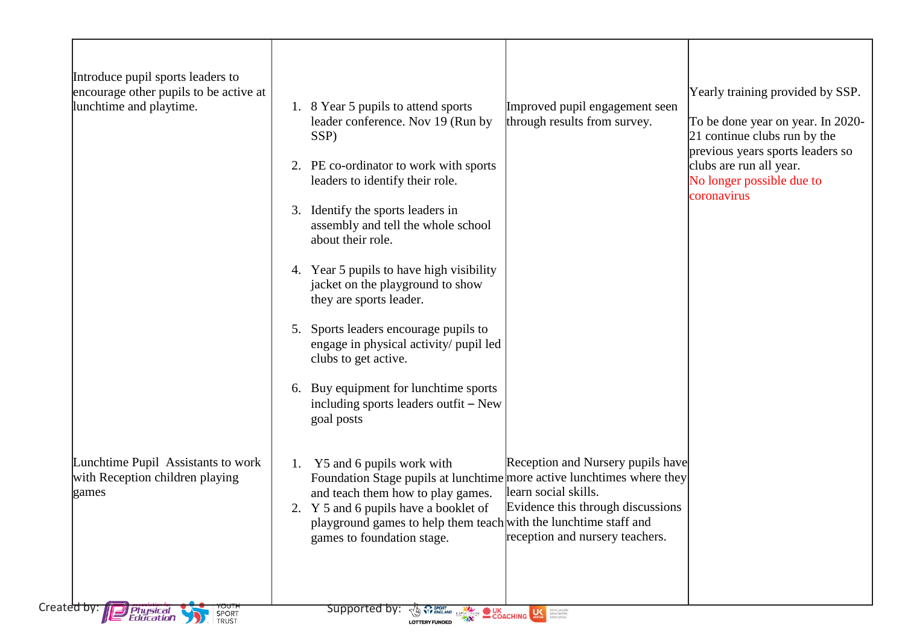| | | | |
|---|---|---|---|
| Introduce pupil sports leaders to encourage other pupils to be active at lunchtime and playtime. | 1. 8 Year 5 pupils to attend sports leader conference. Nov 19 (Run by SSP)<br><br>2. PE co-ordinator to work with sports leaders to identify their role.<br><br>3. Identify the sports leaders in assembly and tell the whole school about their role.<br><br>4. Year 5 pupils to have high visibility jacket on the playground to show they are sports leader.<br><br>5. Sports leaders encourage pupils to engage in physical activity/ pupil led clubs to get active.<br><br>6. Buy equipment for lunchtime sports including sports leaders outfit – New goal posts | Improved pupil engagement seen through results from survey. | Yearly training provided by SSP.<br><br>To be done year on year. In 2020-21 continue clubs run by the previous years sports leaders so clubs are run all year.<br>No longer possible due to coronavirus |
| Lunchtime Pupil Assistants to work with Reception children playing games | 1. Y5 and 6 pupils work with Foundation Stage pupils at lunchtime and teach them how to play games.<br>2. Y 5 and 6 pupils have a booklet of playground games to help them teach games to foundation stage. | Reception and Nursery pupils have more active lunchtimes where they learn social skills.<br>Evidence this through discussions with the lunchtime staff and reception and nursery teachers. | |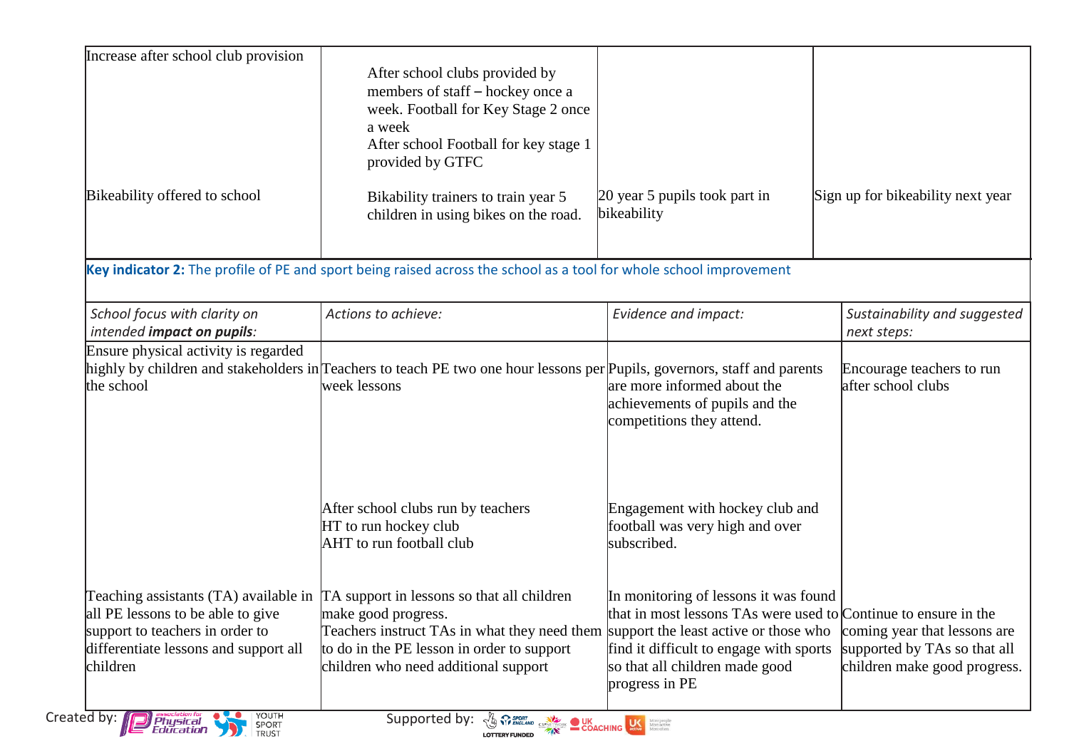| | | | |
|---|---|---|---|
| Increase after school club provision | After school clubs provided by members of staff – hockey once a week. Football for Key Stage 2 once a week<br>After school Football for key stage 1 provided by GTFC | | |
| Bikeability offered to school | Bikability trainers to train year 5 children in using bikes on the road. | 20 year 5 pupils took part in bikeability | Sign up for bikeability next year |

**Key indicator 2:** The profile of PE and sport being raised across the school as a tool for whole school improvement

| *School focus with clarity on intended* ***impact on pupils****:* | *Actions to achieve:* | *Evidence and impact:* | *Sustainability and suggested next steps:* |
|---|---|---|---|
| Ensure physical activity is regarded highly by children and stakeholders in the school | Teachers to teach PE two one hour lessons per week lessons | Pupils, governors, staff and parents are more informed about the achievements of pupils and the competitions they attend. | Encourage teachers to run after school clubs |
| | After school clubs run by teachers<br>HT to run hockey club<br>AHT to run football club | Engagement with hockey club and football was very high and over subscribed. | |
| Teaching assistants (TA) available in all PE lessons to be able to give support to teachers in order to differentiate lessons and support all children | TA support in lessons so that all children make good progress.<br>Teachers instruct TAs in what they need them to do in the PE lesson in order to support children who need additional support | In monitoring of lessons it was found that in most lessons TAs were used to support the least active or those who find it difficult to engage with sports so that all children made good progress in PE | Continue to ensure in the coming year that lessons are supported by TAs so that all children make good progress. |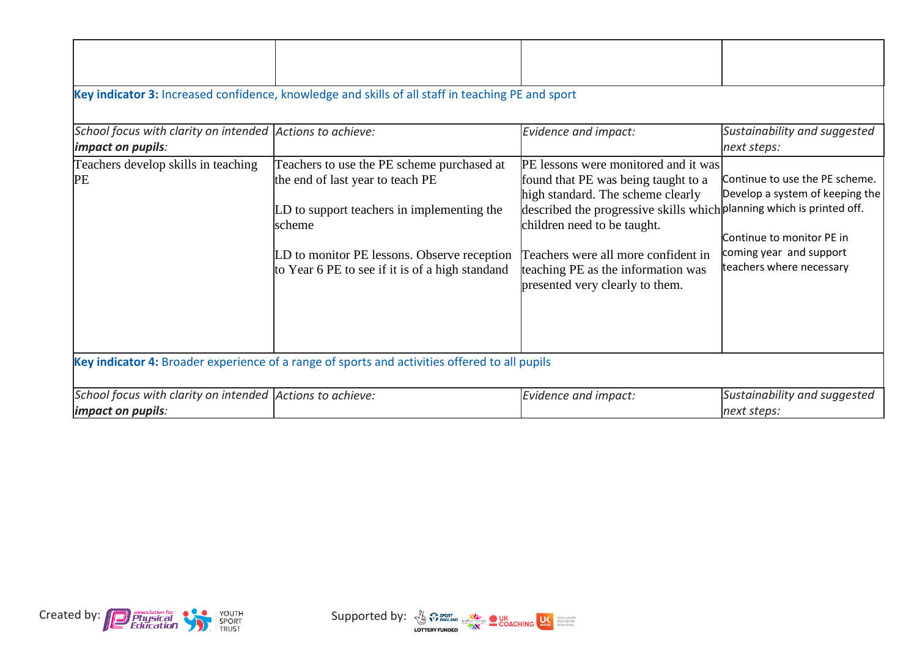| | | | |
|---|---|---|---|
| | | | |

**Key indicator 3:** Increased confidence, knowledge and skills of all staff in teaching PE and sport

| *School focus with clarity on intended* ***impact on pupils****:* | *Actions to achieve:* | *Evidence and impact:* | *Sustainability and suggested next steps:* |
|---|---|---|---|
| Teachers develop skills in teaching PE | Teachers to use the PE scheme purchased at the end of last year to teach PE<br><br>LD to support teachers in implementing the scheme<br><br>LD to monitor PE lessons. Observe reception to Year 6 PE to see if it is of a high standand | PE lessons were monitored and it was found that PE was being taught to a high standard. The scheme clearly described the progressive skills which children need to be taught.<br><br>Teachers were all more confident in teaching PE as the information was presented very clearly to them. | Continue to use the PE scheme. Develop a system of keeping the planning which is printed off.<br><br>Continue to monitor PE in coming year and support teachers where necessary |

**Key indicator 4:** Broader experience of a range of sports and activities offered to all pupils

| *School focus with clarity on intended* ***impact on pupils****:* | *Actions to achieve:* | *Evidence and impact:* | *Sustainability and suggested next steps:* |
|---|---|---|---|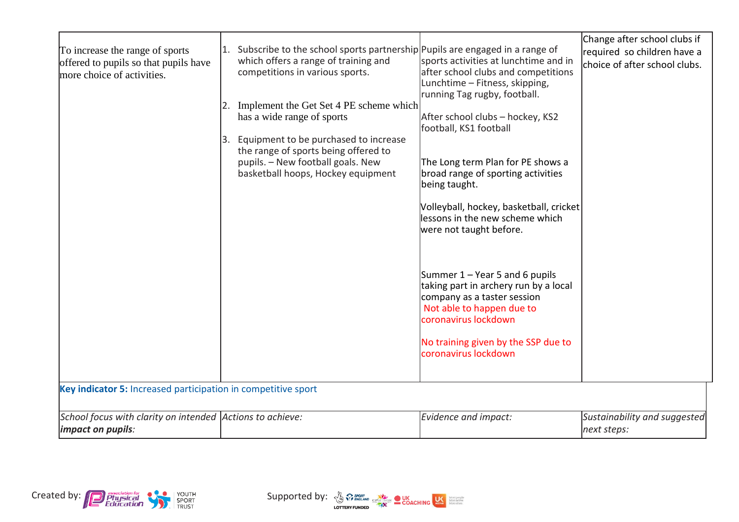| | | | |
|---|---|---|---|
| To increase the range of sports offered to pupils so that pupils have more choice of activities. | 1. Subscribe to the school sports partnership which offers a range of training and competitions in various sports.<br><br>2. Implement the Get Set 4 PE scheme which has a wide range of sports<br><br>3. Equipment to be purchased to increase the range of sports being offered to pupils. – New football goals. New basketball hoops, Hockey equipment | Pupils are engaged in a range of sports activities at lunchtime and in after school clubs and competitions Lunchtime – Fitness, skipping, running Tag rugby, football.<br><br>After school clubs – hockey, KS2 football, KS1 football<br><br>The Long term Plan for PE shows a broad range of sporting activities being taught.<br><br>Volleyball, hockey, basketball, cricket lessons in the new scheme which were not taught before.<br><br>Summer 1 – Year 5 and 6 pupils taking part in archery run by a local company as a taster session Not able to happen due to coronavirus lockdown<br><br>No training given by the SSP due to coronavirus lockdown | Change after school clubs if required so children have a choice of after school clubs. |

**Key indicator 5:** Increased participation in competitive sport

| *School focus with clarity on intended **impact on pupils**:* | *Actions to achieve:* | *Evidence and impact:* | *Sustainability and suggested next steps:* |
|---|---|---|---|

Created by: association for Physical Education, YOUTH SPORT TRUST

Supported by: SPORT ENGLAND, LOTTERY FUNDED, CSPNETWORK, UK COACHING, UK active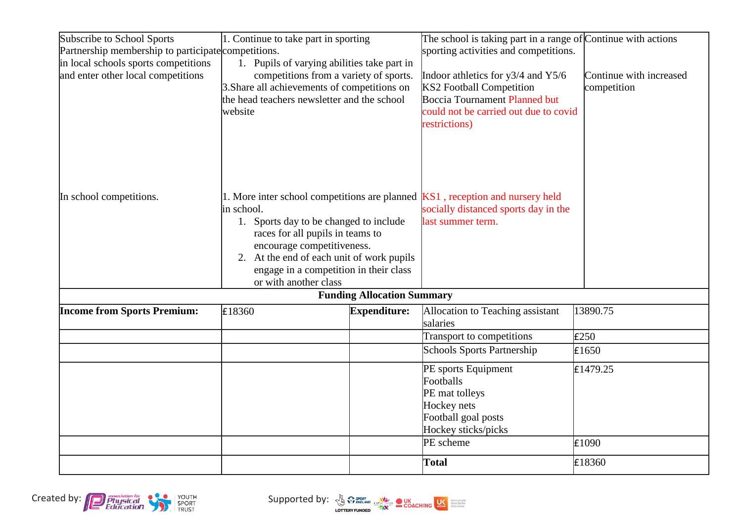| | | | |
|---|---|---|---|
| Subscribe to School Sports Partnership membership to participate in local schools sports competitions and enter other local competitions | 1. Continue to take part in sporting competitions.<br>1. Pupils of varying abilities take part in competitions from a variety of sports.<br>3.Share all achievements of competitions on the head teachers newsletter and the school website | The school is taking part in a range of sporting activities and competitions.<br><br>Indoor athletics for y3/4 and Y5/6<br>KS2 Football Competition<br>Boccia Tournament Planned but could not be carried out due to covid restrictions) | Continue with actions<br><br>Continue with increased competition |
| In school competitions. | 1. More inter school competitions are planned in school.<br>1. Sports day to be changed to include races for all pupils in teams to encourage competitiveness.<br>2. At the end of each unit of work pupils engage in a competition in their class or with another class | KS1 , reception and nursery held socially distanced sports day in the last summer term. | |

**Funding Allocation Summary**

| | | | | |
|---|---|---|---|---|
| **Income from Sports Premium:** | £18360 | **Expenditure:** | Allocation to Teaching assistant salaries | 13890.75 |
| | | | Transport to competitions | £250 |
| | | | Schools Sports Partnership | £1650 |
| | | | PE sports Equipment<br>Footballs<br>PE mat tolleys<br>Hockey nets<br>Football goal posts<br>Hockey sticks/picks | £1479.25 |
| | | | PE scheme | £1090 |
| | | | **Total** | £18360 |

Created by: association for Physical Education, Youth Sport Trust

Supported by: Sport England, Lottery Funded, CSPN, UK Coaching, UK Active